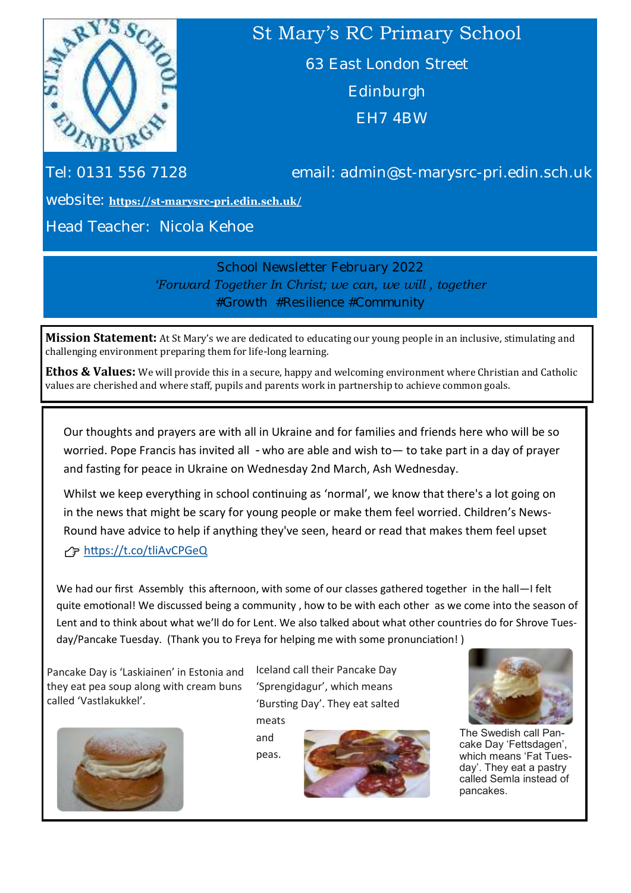# St Mary's RC Primary School

63 East London Street
Edinburgh
EH7 4BW

Tel: 0131 556 7128 email: admin@st-marysrc-pri.edin.sch.uk

website: **https://st-marysrc-pri.edin.sch.uk/**

Head Teacher: Nicola Kehoe

## School Newsletter February 2022

*'Forward Together In Christ; we can, we will , together*

#Growth #Resilience #Community

**Mission Statement:** At St Mary's we are dedicated to educating our young people in an inclusive, stimulating and challenging environment preparing them for life-long learning.

**Ethos & Values:** We will provide this in a secure, happy and welcoming environment where Christian and Catholic values are cherished and where staff, pupils and parents work in partnership to achieve common goals.

Our thoughts and prayers are with all in Ukraine and for families and friends here who will be so worried. Pope Francis has invited all - who are able and wish to— to take part in a day of prayer and fasting for peace in Ukraine on Wednesday 2nd March, Ash Wednesday.

Whilst we keep everything in school continuing as 'normal', we know that there's a lot going on in the news that might be scary for young people or make them feel worried. Children's News-Round have advice to help if anything they've seen, heard or read that makes them feel upset

👉 https://t.co/tliAvCPGeQ

We had our first Assembly this afternoon, with some of our classes gathered together in the hall—I felt quite emotional! We discussed being a community , how to be with each other as we come into the season of Lent and to think about what we'll do for Lent. We also talked about what other countries do for Shrove Tuesday/Pancake Tuesday. (Thank you to Freya for helping me with some pronunciation! )

Pancake Day is 'Laskiainen' in Estonia and they eat pea soup along with cream buns called 'Vastlakukkel'.

Iceland call their Pancake Day 'Sprengidagur', which means 'Bursting Day'. They eat salted meats and peas.

The Swedish call Pancake Day 'Fettsdagen', which means 'Fat Tuesday'. They eat a pastry called Semla instead of pancakes.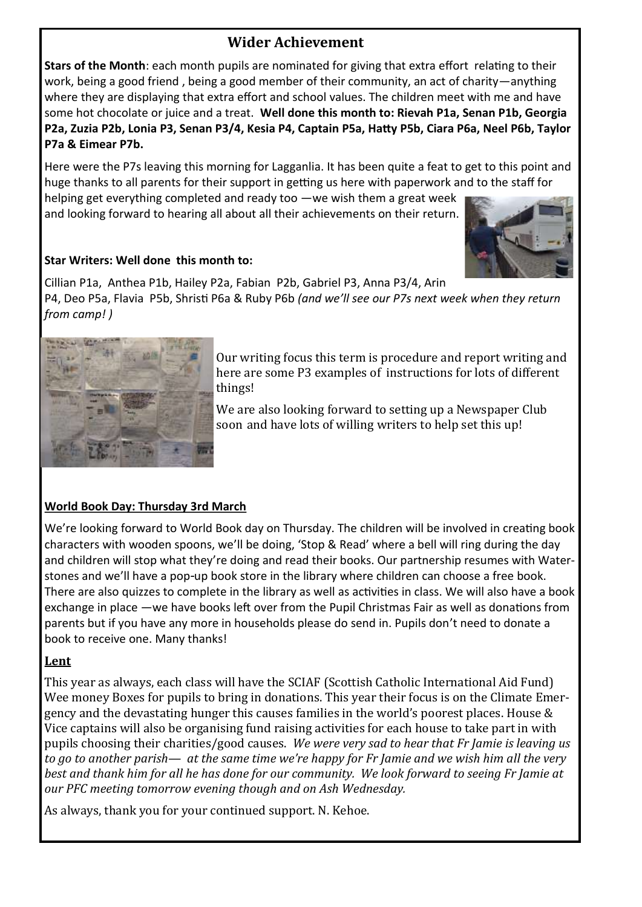## Wider Achievement

**Stars of the Month**: each month pupils are nominated for giving that extra effort relating to their work, being a good friend , being a good member of their community, an act of charity—anything where they are displaying that extra effort and school values. The children meet with me and have some hot chocolate or juice and a treat. **Well done this month to: Rievah P1a, Senan P1b, Georgia P2a, Zuzia P2b, Lonia P3, Senan P3/4, Kesia P4, Captain P5a, Hatty P5b, Ciara P6a, Neel P6b, Taylor P7a & Eimear P7b.**

Here were the P7s leaving this morning for Lagganlia. It has been quite a feat to get to this point and huge thanks to all parents for their support in getting us here with paperwork and to the staff for helping get everything completed and ready too —we wish them a great week and looking forward to hearing all about all their achievements on their return.

**Star Writers: Well done this month to:**

Cillian P1a, Anthea P1b, Hailey P2a, Fabian P2b, Gabriel P3, Anna P3/4, Arin P4, Deo P5a, Flavia P5b, Shristi P6a & Ruby P6b *(and we'll see our P7s next week when they return from camp! )*

Our writing focus this term is procedure and report writing and here are some P3 examples of instructions for lots of different things!

We are also looking forward to setting up a Newspaper Club soon and have lots of willing writers to help set this up!

### World Book Day: Thursday 3rd March

We're looking forward to World Book day on Thursday. The children will be involved in creating book characters with wooden spoons, we'll be doing, 'Stop & Read' where a bell will ring during the day and children will stop what they're doing and read their books. Our partnership resumes with Waterstones and we'll have a pop-up book store in the library where children can choose a free book. There are also quizzes to complete in the library as well as activities in class. We will also have a book exchange in place —we have books left over from the Pupil Christmas Fair as well as donations from parents but if you have any more in households please do send in. Pupils don't need to donate a book to receive one. Many thanks!

### Lent

This year as always, each class will have the SCIAF (Scottish Catholic International Aid Fund) Wee money Boxes for pupils to bring in donations. This year their focus is on the Climate Emergency and the devastating hunger this causes families in the world's poorest places. House & Vice captains will also be organising fund raising activities for each house to take part in with pupils choosing their charities/good causes. *We were very sad to hear that Fr Jamie is leaving us to go to another parish— at the same time we're happy for Fr Jamie and we wish him all the very best and thank him for all he has done for our community. We look forward to seeing Fr Jamie at our PFC meeting tomorrow evening though and on Ash Wednesday.*

As always, thank you for your continued support. N. Kehoe.